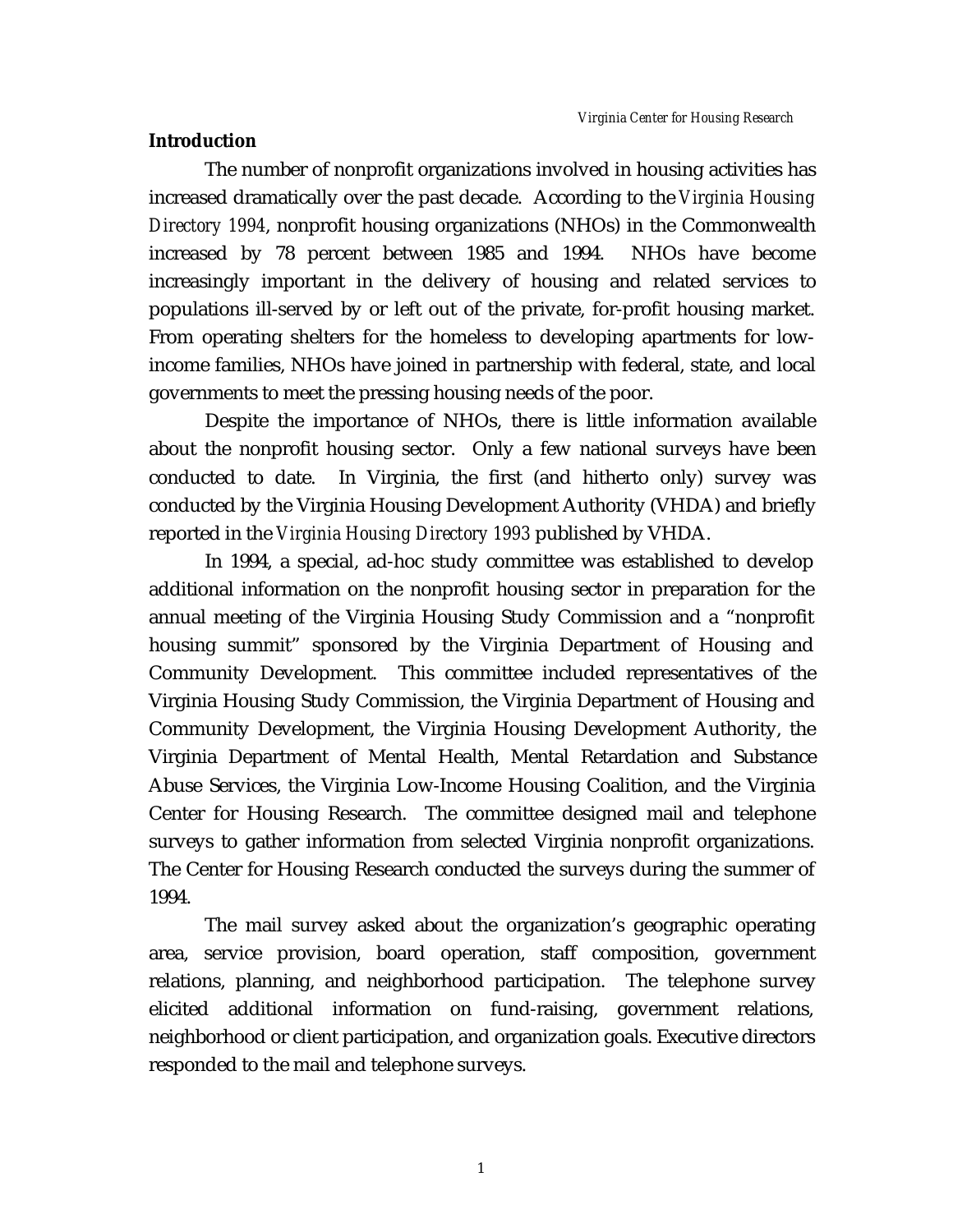## Introduction

The number of nonprofit organizations involved in housing activities has increased dramatically over the past decade. According to the *Virginia Housing Directory 1994*, nonprofit housing organizations (NHOs) in the Commonwealth increased by 78 percent between 1985 and 1994. NHOs have become increasingly important in the delivery of housing and related services to populations ill-served by or left out of the private, for-profit housing market. From operating shelters for the homeless to developing apartments for low-income families, NHOs have joined in partnership with federal, state, and local governments to meet the pressing housing needs of the poor.

Despite the importance of NHOs, there is little information available about the nonprofit housing sector. Only a few national surveys have been conducted to date. In Virginia, the first (and hitherto only) survey was conducted by the Virginia Housing Development Authority (VHDA) and briefly reported in the *Virginia Housing Directory 1993* published by VHDA.

In 1994, a special, ad-hoc study committee was established to develop additional information on the nonprofit housing sector in preparation for the annual meeting of the Virginia Housing Study Commission and a "nonprofit housing summit" sponsored by the Virginia Department of Housing and Community Development. This committee included representatives of the Virginia Housing Study Commission, the Virginia Department of Housing and Community Development, the Virginia Housing Development Authority, the Virginia Department of Mental Health, Mental Retardation and Substance Abuse Services, the Virginia Low-Income Housing Coalition, and the Virginia Center for Housing Research. The committee designed mail and telephone surveys to gather information from selected Virginia nonprofit organizations. The Center for Housing Research conducted the surveys during the summer of 1994.

The mail survey asked about the organization's geographic operating area, service provision, board operation, staff composition, government relations, planning, and neighborhood participation. The telephone survey elicited additional information on fund-raising, government relations, neighborhood or client participation, and organization goals. Executive directors responded to the mail and telephone surveys.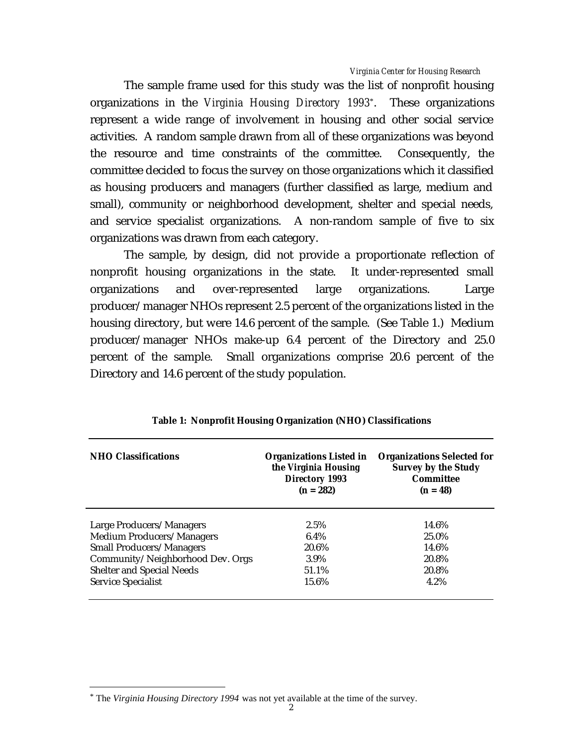The sample frame used for this study was the list of nonprofit housing organizations in the *Virginia Housing Directory 1993*[*]. These organizations represent a wide range of involvement in housing and other social service activities. A random sample drawn from all of these organizations was beyond the resource and time constraints of the committee. Consequently, the committee decided to focus the survey on those organizations which it classified as housing producers and managers (further classified as large, medium and small), community or neighborhood development, shelter and special needs, and service specialist organizations. A non-random sample of five to six organizations was drawn from each category.

The sample, by design, did not provide a proportionate reflection of nonprofit housing organizations in the state. It under-represented small organizations and over-represented large organizations. Large producer/manager NHOs represent 2.5 percent of the organizations listed in the housing directory, but were 14.6 percent of the sample. (See Table 1.) Medium producer/manager NHOs make-up 6.4 percent of the Directory and 25.0 percent of the sample. Small organizations comprise 20.6 percent of the Directory and 14.6 percent of the study population.

**Table 1: Nonprofit Housing Organization (NHO) Classifications**

| NHO Classifications | Organizations Listed in the Virginia Housing Directory 1993 (n = 282) | Organizations Selected for Survey by the Study Committee (n = 48) |
|---|---|---|
| Large Producers/Managers | 2.5% | 14.6% |
| Medium Producers/Managers | 6.4% | 25.0% |
| Small Producers/Managers | 20.6% | 14.6% |
| Community/Neighborhood Dev. Orgs | 3.9% | 20.8% |
| Shelter and Special Needs | 51.1% | 20.8% |
| Service Specialist | 15.6% | 4.2% |

[*] The *Virginia Housing Directory 1994* was not yet available at the time of the survey.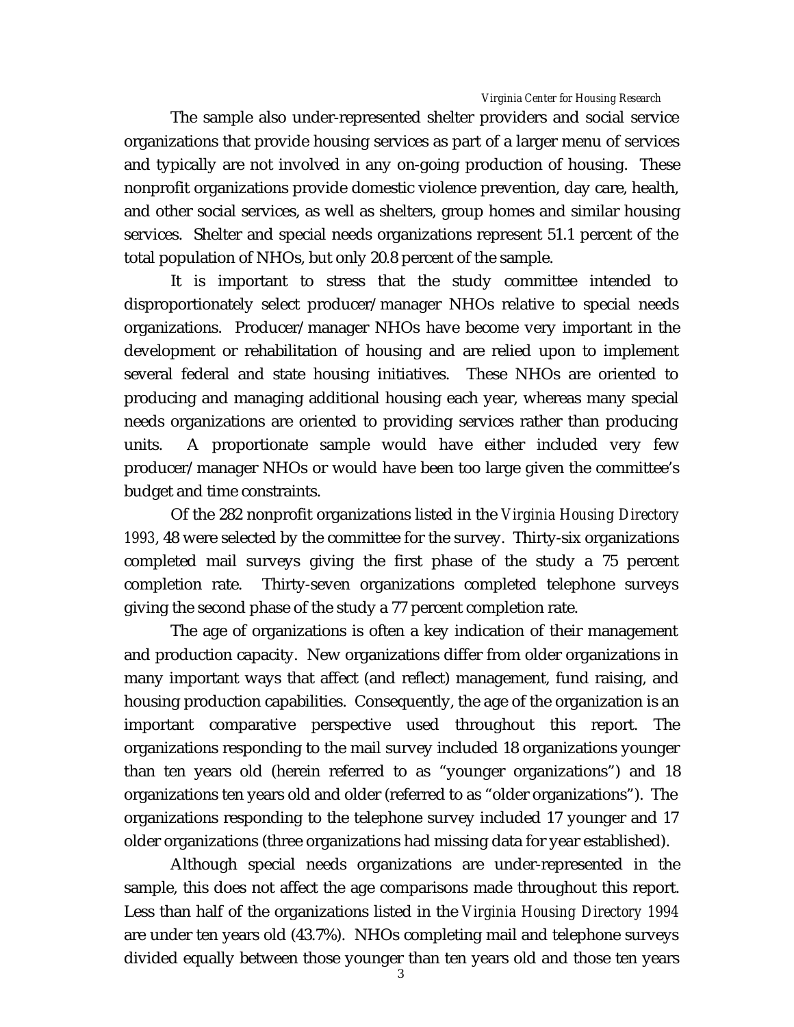The sample also under-represented shelter providers and social service organizations that provide housing services as part of a larger menu of services and typically are not involved in any on-going production of housing. These nonprofit organizations provide domestic violence prevention, day care, health, and other social services, as well as shelters, group homes and similar housing services. Shelter and special needs organizations represent 51.1 percent of the total population of NHOs, but only 20.8 percent of the sample.

It is important to stress that the study committee intended to disproportionately select producer/manager NHOs relative to special needs organizations. Producer/manager NHOs have become very important in the development or rehabilitation of housing and are relied upon to implement several federal and state housing initiatives. These NHOs are oriented to producing and managing additional housing each year, whereas many special needs organizations are oriented to providing services rather than producing units. A proportionate sample would have either included very few producer/manager NHOs or would have been too large given the committee's budget and time constraints.

Of the 282 nonprofit organizations listed in the *Virginia Housing Directory 1993*, 48 were selected by the committee for the survey. Thirty-six organizations completed mail surveys giving the first phase of the study a 75 percent completion rate. Thirty-seven organizations completed telephone surveys giving the second phase of the study a 77 percent completion rate.

The age of organizations is often a key indication of their management and production capacity. New organizations differ from older organizations in many important ways that affect (and reflect) management, fund raising, and housing production capabilities. Consequently, the age of the organization is an important comparative perspective used throughout this report. The organizations responding to the mail survey included 18 organizations younger than ten years old (herein referred to as "younger organizations") and 18 organizations ten years old and older (referred to as "older organizations"). The organizations responding to the telephone survey included 17 younger and 17 older organizations (three organizations had missing data for year established).

Although special needs organizations are under-represented in the sample, this does not affect the age comparisons made throughout this report. Less than half of the organizations listed in the *Virginia Housing Directory 1994* are under ten years old (43.7%). NHOs completing mail and telephone surveys divided equally between those younger than ten years old and those ten years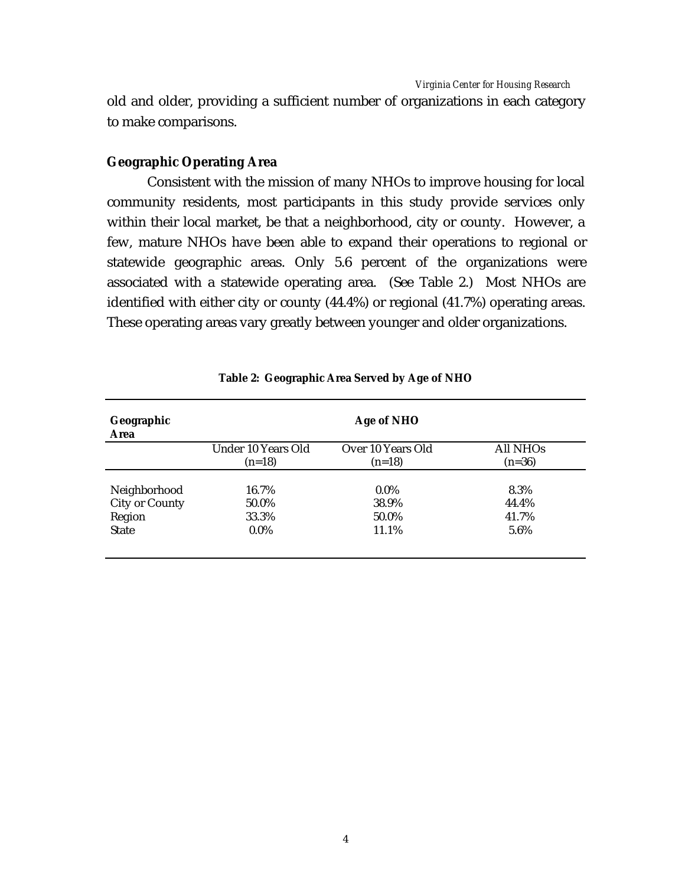old and older, providing a sufficient number of organizations in each category to make comparisons.

### Geographic Operating Area

Consistent with the mission of many NHOs to improve housing for local community residents, most participants in this study provide services only within their local market, be that a neighborhood, city or county. However, a few, mature NHOs have been able to expand their operations to regional or statewide geographic areas. Only 5.6 percent of the organizations were associated with a statewide operating area. (See Table 2.) Most NHOs are identified with either city or county (44.4%) or regional (41.7%) operating areas. These operating areas vary greatly between younger and older organizations.

**Table 2: Geographic Area Served by Age of NHO**

| Geographic Area | Age of NHO | | |
|---|---|---|---|
| | Under 10 Years Old (n=18) | Over 10 Years Old (n=18) | All NHOs (n=36) |
| Neighborhood | 16.7% | 0.0% | 8.3% |
| City or County | 50.0% | 38.9% | 44.4% |
| Region | 33.3% | 50.0% | 41.7% |
| State | 0.0% | 11.1% | 5.6% |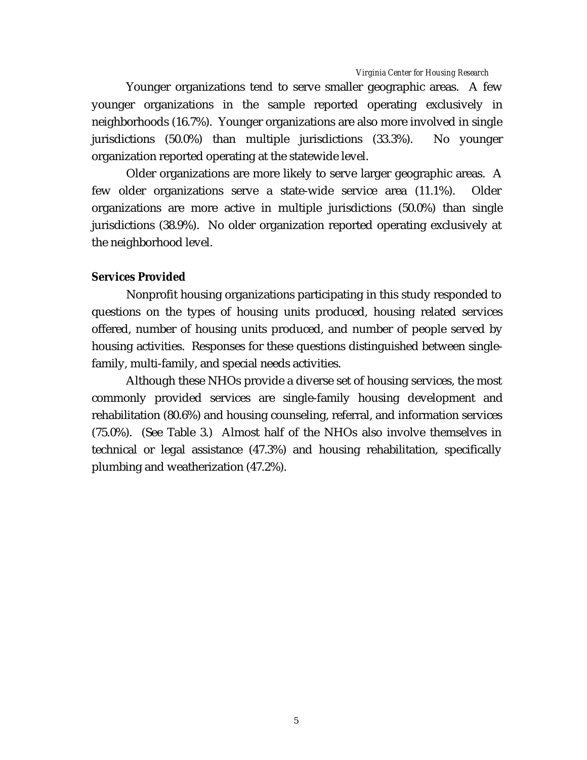Younger organizations tend to serve smaller geographic areas. A few younger organizations in the sample reported operating exclusively in neighborhoods (16.7%). Younger organizations are also more involved in single jurisdictions (50.0%) than multiple jurisdictions (33.3%). No younger organization reported operating at the statewide level.

Older organizations are more likely to serve larger geographic areas. A few older organizations serve a state-wide service area (11.1%). Older organizations are more active in multiple jurisdictions (50.0%) than single jurisdictions (38.9%). No older organization reported operating exclusively at the neighborhood level.

**Services Provided**

Nonprofit housing organizations participating in this study responded to questions on the types of housing units produced, housing related services offered, number of housing units produced, and number of people served by housing activities. Responses for these questions distinguished between single-family, multi-family, and special needs activities.

Although these NHOs provide a diverse set of housing services, the most commonly provided services are single-family housing development and rehabilitation (80.6%) and housing counseling, referral, and information services (75.0%). (See Table 3.) Almost half of the NHOs also involve themselves in technical or legal assistance (47.3%) and housing rehabilitation, specifically plumbing and weatherization (47.2%).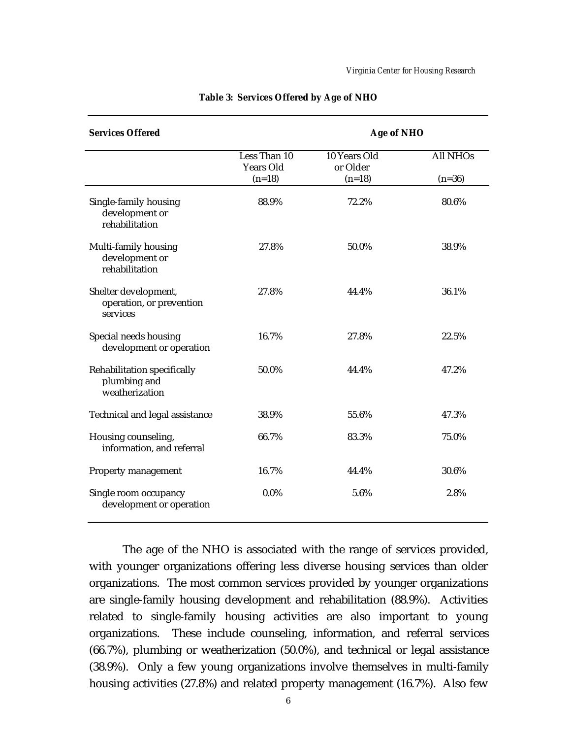**Table 3: Services Offered by Age of NHO**

| Services Offered | Age of NHO | | |
|---|---|---|---|
| | Less Than 10 Years Old (n=18) | 10 Years Old or Older (n=18) | All NHOs (n=36) |
| Single-family housing development or rehabilitation | 88.9% | 72.2% | 80.6% |
| Multi-family housing development or rehabilitation | 27.8% | 50.0% | 38.9% |
| Shelter development, operation, or prevention services | 27.8% | 44.4% | 36.1% |
| Special needs housing development or operation | 16.7% | 27.8% | 22.5% |
| Rehabilitation specifically plumbing and weatherization | 50.0% | 44.4% | 47.2% |
| Technical and legal assistance | 38.9% | 55.6% | 47.3% |
| Housing counseling, information, and referral | 66.7% | 83.3% | 75.0% |
| Property management | 16.7% | 44.4% | 30.6% |
| Single room occupancy development or operation | 0.0% | 5.6% | 2.8% |

The age of the NHO is associated with the range of services provided, with younger organizations offering less diverse housing services than older organizations. The most common services provided by younger organizations are single-family housing development and rehabilitation (88.9%). Activities related to single-family housing activities are also important to young organizations. These include counseling, information, and referral services (66.7%), plumbing or weatherization (50.0%), and technical or legal assistance (38.9%). Only a few young organizations involve themselves in multi-family housing activities (27.8%) and related property management (16.7%). Also few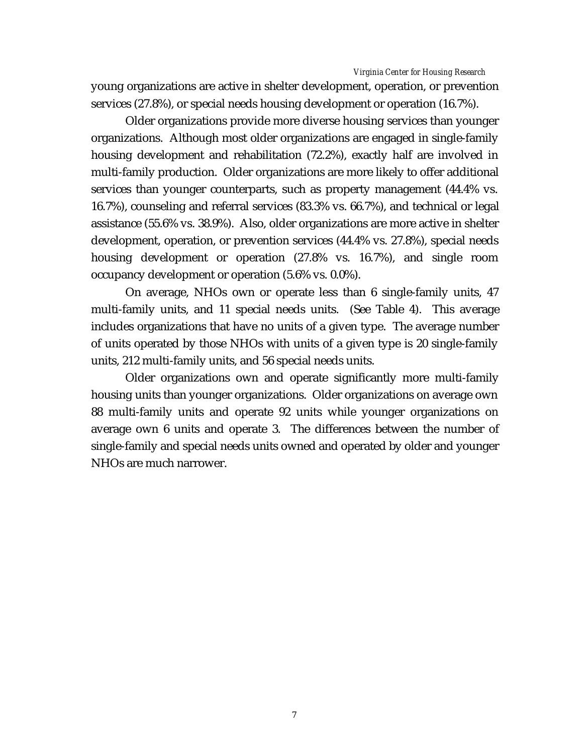young organizations are active in shelter development, operation, or prevention services (27.8%), or special needs housing development or operation (16.7%).

Older organizations provide more diverse housing services than younger organizations. Although most older organizations are engaged in single-family housing development and rehabilitation (72.2%), exactly half are involved in multi-family production. Older organizations are more likely to offer additional services than younger counterparts, such as property management (44.4% vs. 16.7%), counseling and referral services (83.3% vs. 66.7%), and technical or legal assistance (55.6% vs. 38.9%). Also, older organizations are more active in shelter development, operation, or prevention services (44.4% vs. 27.8%), special needs housing development or operation (27.8% vs. 16.7%), and single room occupancy development or operation (5.6% vs. 0.0%).

On average, NHOs own or operate less than 6 single-family units, 47 multi-family units, and 11 special needs units. (See Table 4). This average includes organizations that have no units of a given type. The average number of units operated by those NHOs with units of a given type is 20 single-family units, 212 multi-family units, and 56 special needs units.

Older organizations own and operate significantly more multi-family housing units than younger organizations. Older organizations on average own 88 multi-family units and operate 92 units while younger organizations on average own 6 units and operate 3. The differences between the number of single-family and special needs units owned and operated by older and younger NHOs are much narrower.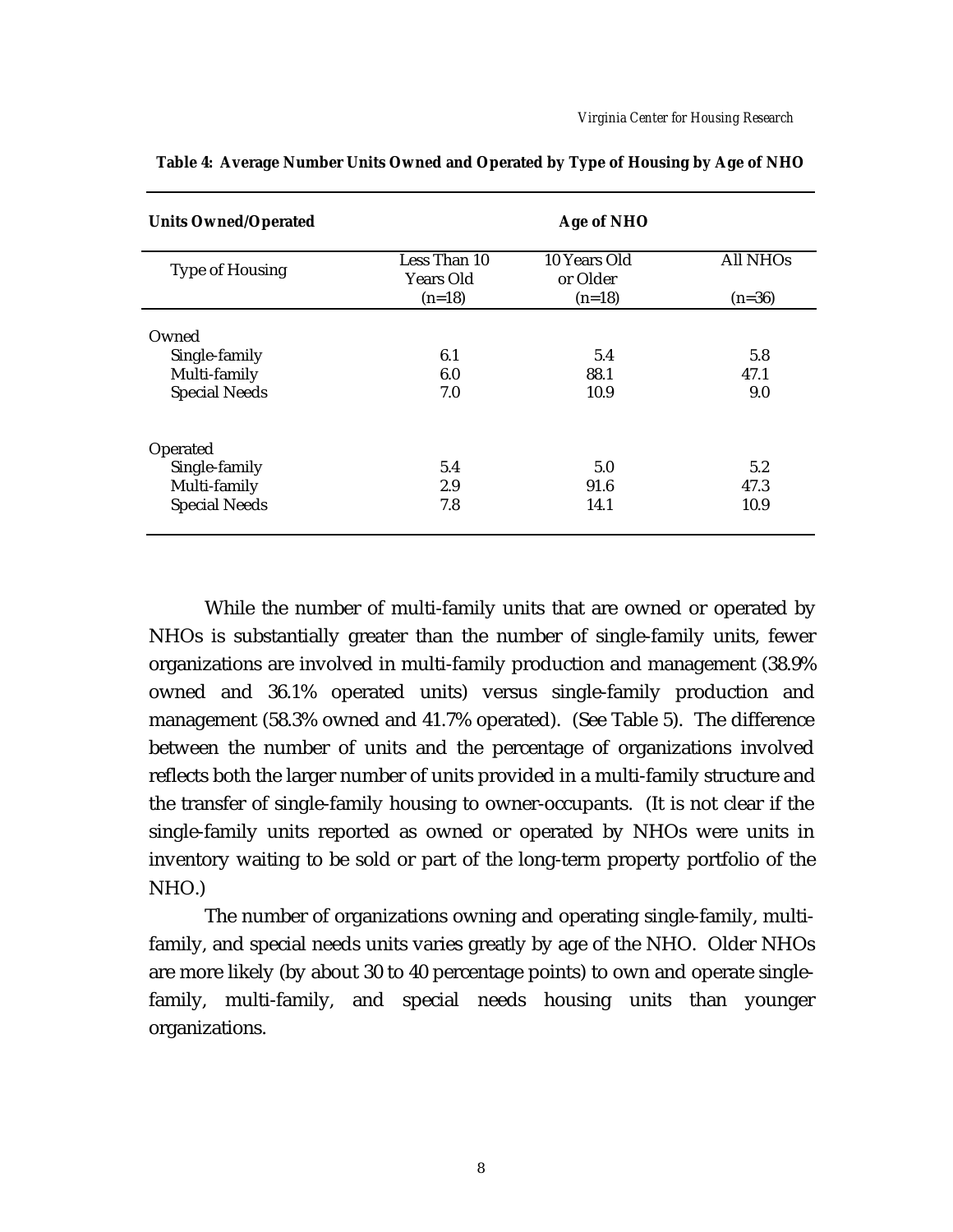**Table 4: Average Number Units Owned and Operated by Type of Housing by Age of NHO**

| Units Owned/Operated | Age of NHO | | |
|---|---|---|---|
| Type of Housing | Less Than 10 Years Old (n=18) | 10 Years Old or Older (n=18) | All NHOs (n=36) |
| Owned | | | |
| Single-family | 6.1 | 5.4 | 5.8 |
| Multi-family | 6.0 | 88.1 | 47.1 |
| Special Needs | 7.0 | 10.9 | 9.0 |
| Operated | | | |
| Single-family | 5.4 | 5.0 | 5.2 |
| Multi-family | 2.9 | 91.6 | 47.3 |
| Special Needs | 7.8 | 14.1 | 10.9 |

While the number of multi-family units that are owned or operated by NHOs is substantially greater than the number of single-family units, fewer organizations are involved in multi-family production and management (38.9% owned and 36.1% operated units) versus single-family production and management (58.3% owned and 41.7% operated). (See Table 5). The difference between the number of units and the percentage of organizations involved reflects both the larger number of units provided in a multi-family structure and the transfer of single-family housing to owner-occupants. (It is not clear if the single-family units reported as owned or operated by NHOs were units in inventory waiting to be sold or part of the long-term property portfolio of the NHO.)

The number of organizations owning and operating single-family, multi-family, and special needs units varies greatly by age of the NHO. Older NHOs are more likely (by about 30 to 40 percentage points) to own and operate single-family, multi-family, and special needs housing units than younger organizations.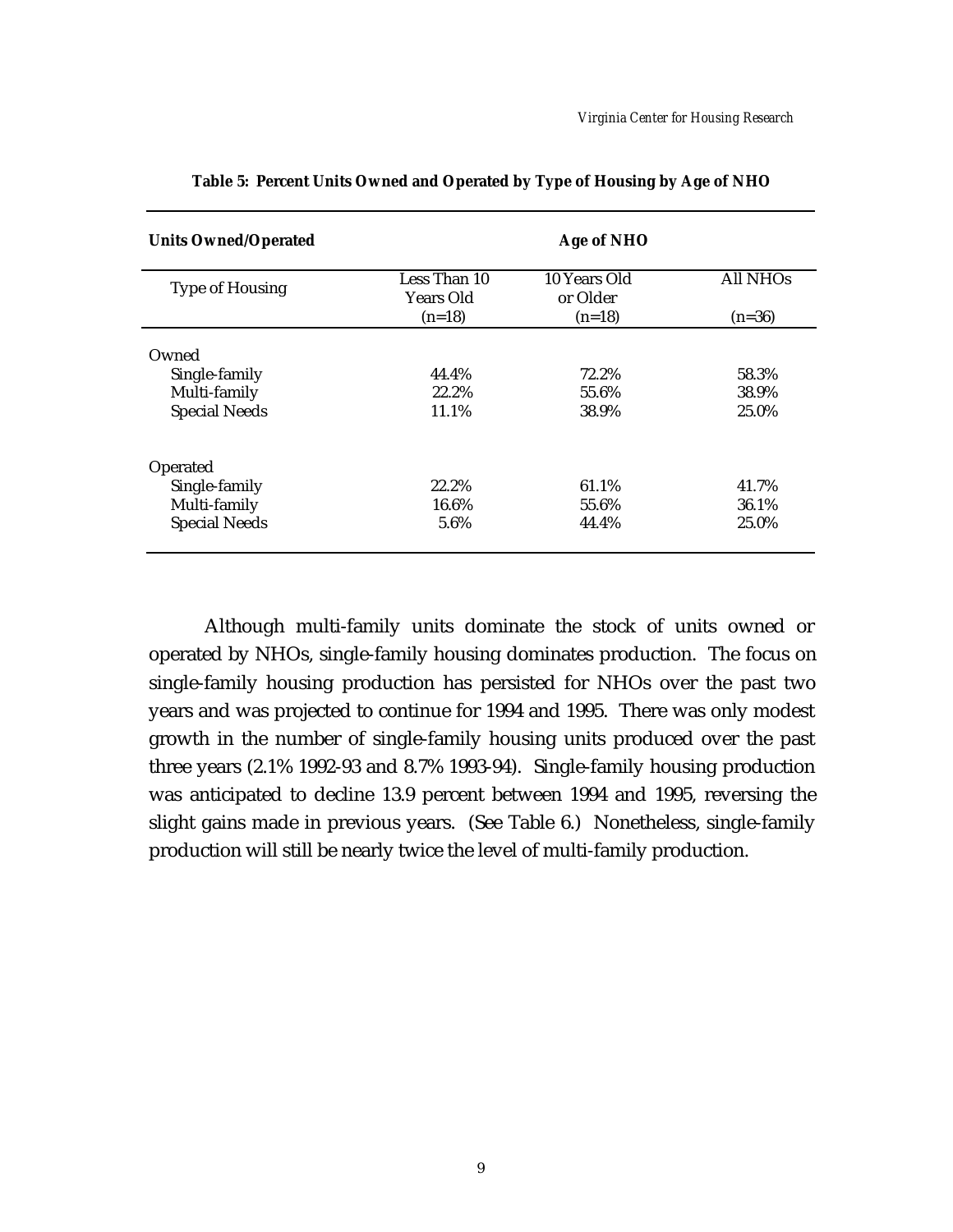**Table 5: Percent Units Owned and Operated by Type of Housing by Age of NHO**

| Units Owned/Operated | Age of NHO | | |
|---|---|---|---|
| Type of Housing | Less Than 10 Years Old (n=18) | 10 Years Old or Older (n=18) | All NHOs (n=36) |
| Owned | | | |
| Single-family | 44.4% | 72.2% | 58.3% |
| Multi-family | 22.2% | 55.6% | 38.9% |
| Special Needs | 11.1% | 38.9% | 25.0% |
| Operated | | | |
| Single-family | 22.2% | 61.1% | 41.7% |
| Multi-family | 16.6% | 55.6% | 36.1% |
| Special Needs | 5.6% | 44.4% | 25.0% |

Although multi-family units dominate the stock of units owned or operated by NHOs, single-family housing dominates production. The focus on single-family housing production has persisted for NHOs over the past two years and was projected to continue for 1994 and 1995. There was only modest growth in the number of single-family housing units produced over the past three years (2.1% 1992-93 and 8.7% 1993-94). Single-family housing production was anticipated to decline 13.9 percent between 1994 and 1995, reversing the slight gains made in previous years. (See Table 6.) Nonetheless, single-family production will still be nearly twice the level of multi-family production.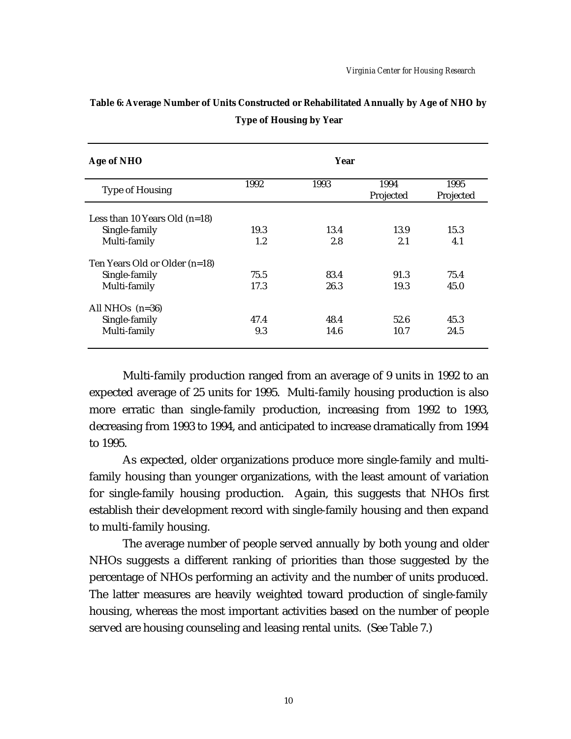**Table 6: Average Number of Units Constructed or Rehabilitated Annually by Age of NHO by Type of Housing by Year**

| Age of NHO | Year | | | |
|---|---|---|---|---|
| Type of Housing | 1992 | 1993 | 1994 Projected | 1995 Projected |
| Less than 10 Years Old (n=18) | | | | |
| Single-family | 19.3 | 13.4 | 13.9 | 15.3 |
| Multi-family | 1.2 | 2.8 | 2.1 | 4.1 |
| Ten Years Old or Older (n=18) | | | | |
| Single-family | 75.5 | 83.4 | 91.3 | 75.4 |
| Multi-family | 17.3 | 26.3 | 19.3 | 45.0 |
| All NHOs (n=36) | | | | |
| Single-family | 47.4 | 48.4 | 52.6 | 45.3 |
| Multi-family | 9.3 | 14.6 | 10.7 | 24.5 |

Multi-family production ranged from an average of 9 units in 1992 to an expected average of 25 units for 1995. Multi-family housing production is also more erratic than single-family production, increasing from 1992 to 1993, decreasing from 1993 to 1994, and anticipated to increase dramatically from 1994 to 1995.

As expected, older organizations produce more single-family and multi-family housing than younger organizations, with the least amount of variation for single-family housing production. Again, this suggests that NHOs first establish their development record with single-family housing and then expand to multi-family housing.

The average number of people served annually by both young and older NHOs suggests a different ranking of priorities than those suggested by the percentage of NHOs performing an activity and the number of units produced. The latter measures are heavily weighted toward production of single-family housing, whereas the most important activities based on the number of people served are housing counseling and leasing rental units. (See Table 7.)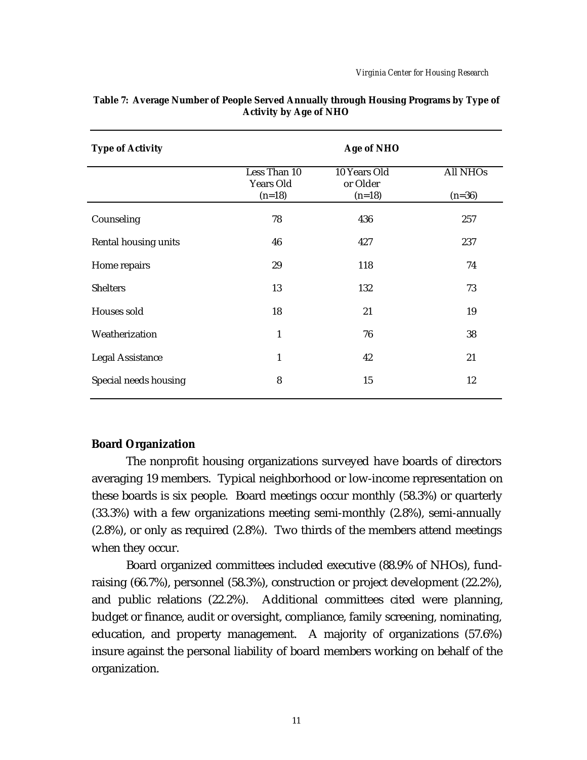**Table 7: Average Number of People Served Annually through Housing Programs by Type of Activity by Age of NHO**

| Type of Activity | Age of NHO | | |
|---|---|---|---|
| | Less Than 10 Years Old (n=18) | 10 Years Old or Older (n=18) | All NHOs (n=36) |
| Counseling | 78 | 436 | 257 |
| Rental housing units | 46 | 427 | 237 |
| Home repairs | 29 | 118 | 74 |
| Shelters | 13 | 132 | 73 |
| Houses sold | 18 | 21 | 19 |
| Weatherization | 1 | 76 | 38 |
| Legal Assistance | 1 | 42 | 21 |
| Special needs housing | 8 | 15 | 12 |

## Board Organization

The nonprofit housing organizations surveyed have boards of directors averaging 19 members. Typical neighborhood or low-income representation on these boards is six people. Board meetings occur monthly (58.3%) or quarterly (33.3%) with a few organizations meeting semi-monthly (2.8%), semi-annually (2.8%), or only as required (2.8%). Two thirds of the members attend meetings when they occur.

Board organized committees included executive (88.9% of NHOs), fund-raising (66.7%), personnel (58.3%), construction or project development (22.2%), and public relations (22.2%). Additional committees cited were planning, budget or finance, audit or oversight, compliance, family screening, nominating, education, and property management. A majority of organizations (57.6%) insure against the personal liability of board members working on behalf of the organization.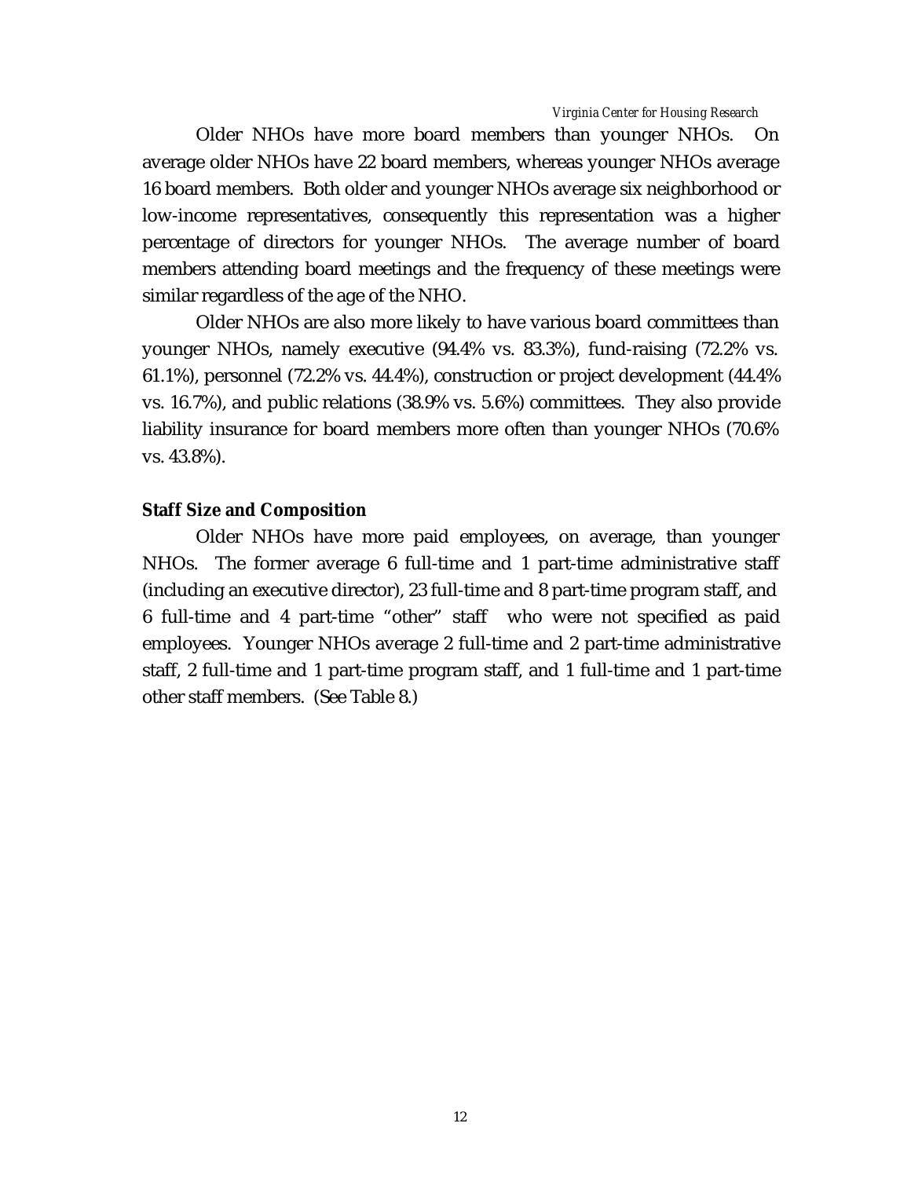Older NHOs have more board members than younger NHOs. On average older NHOs have 22 board members, whereas younger NHOs average 16 board members. Both older and younger NHOs average six neighborhood or low-income representatives, consequently this representation was a higher percentage of directors for younger NHOs. The average number of board members attending board meetings and the frequency of these meetings were similar regardless of the age of the NHO.

Older NHOs are also more likely to have various board committees than younger NHOs, namely executive (94.4% vs. 83.3%), fund-raising (72.2% vs. 61.1%), personnel (72.2% vs. 44.4%), construction or project development (44.4% vs. 16.7%), and public relations (38.9% vs. 5.6%) committees. They also provide liability insurance for board members more often than younger NHOs (70.6% vs. 43.8%).

**Staff Size and Composition**

Older NHOs have more paid employees, on average, than younger NHOs. The former average 6 full-time and 1 part-time administrative staff (including an executive director), 23 full-time and 8 part-time program staff, and 6 full-time and 4 part-time "other" staff who were not specified as paid employees. Younger NHOs average 2 full-time and 2 part-time administrative staff, 2 full-time and 1 part-time program staff, and 1 full-time and 1 part-time other staff members. (See Table 8.)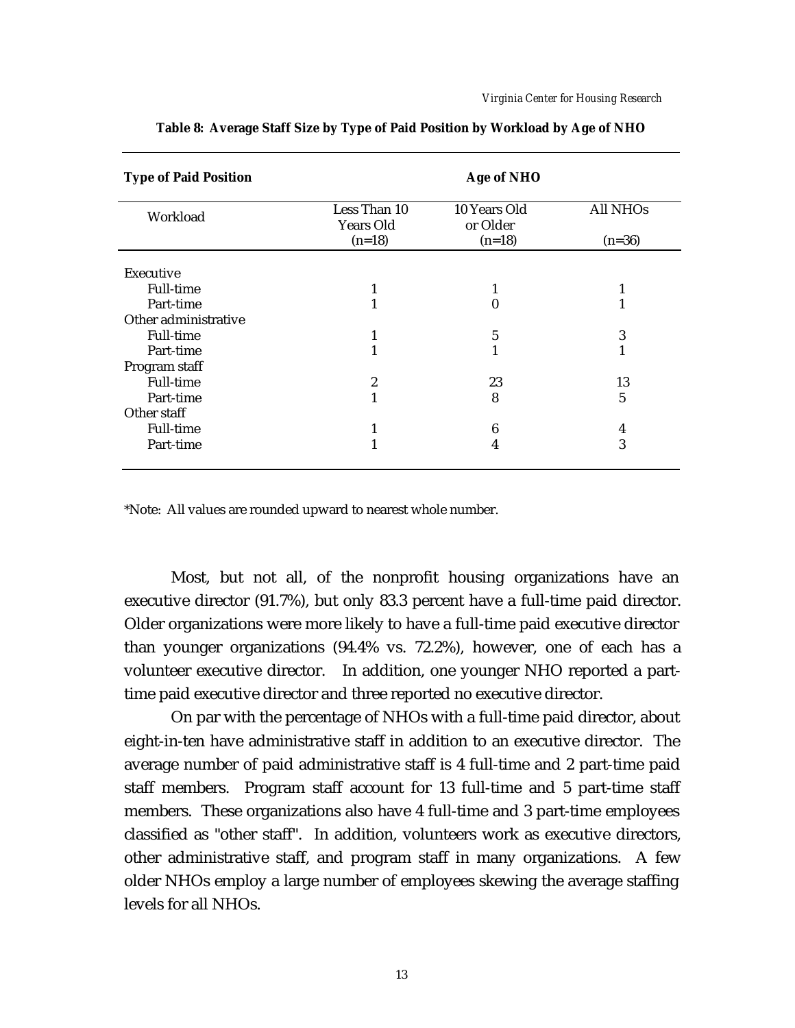**Table 8: Average Staff Size by Type of Paid Position by Workload by Age of NHO**

| Type of Paid Position | Age of NHO | | |
|---|---|---|---|
| Workload | Less Than 10 Years Old (n=18) | 10 Years Old or Older (n=18) | All NHOs (n=36) |
| Executive | | | |
| Full-time | 1 | 1 | 1 |
| Part-time | 1 | 0 | 1 |
| Other administrative | | | |
| Full-time | 1 | 5 | 3 |
| Part-time | 1 | 1 | 1 |
| Program staff | | | |
| Full-time | 2 | 23 | 13 |
| Part-time | 1 | 8 | 5 |
| Other staff | | | |
| Full-time | 1 | 6 | 4 |
| Part-time | 1 | 4 | 3 |

*Note: All values are rounded upward to nearest whole number.

Most, but not all, of the nonprofit housing organizations have an executive director (91.7%), but only 83.3 percent have a full-time paid director. Older organizations were more likely to have a full-time paid executive director than younger organizations (94.4% vs. 72.2%), however, one of each has a volunteer executive director. In addition, one younger NHO reported a part-time paid executive director and three reported no executive director.

On par with the percentage of NHOs with a full-time paid director, about eight-in-ten have administrative staff in addition to an executive director. The average number of paid administrative staff is 4 full-time and 2 part-time paid staff members. Program staff account for 13 full-time and 5 part-time staff members. These organizations also have 4 full-time and 3 part-time employees classified as "other staff". In addition, volunteers work as executive directors, other administrative staff, and program staff in many organizations. A few older NHOs employ a large number of employees skewing the average staffing levels for all NHOs.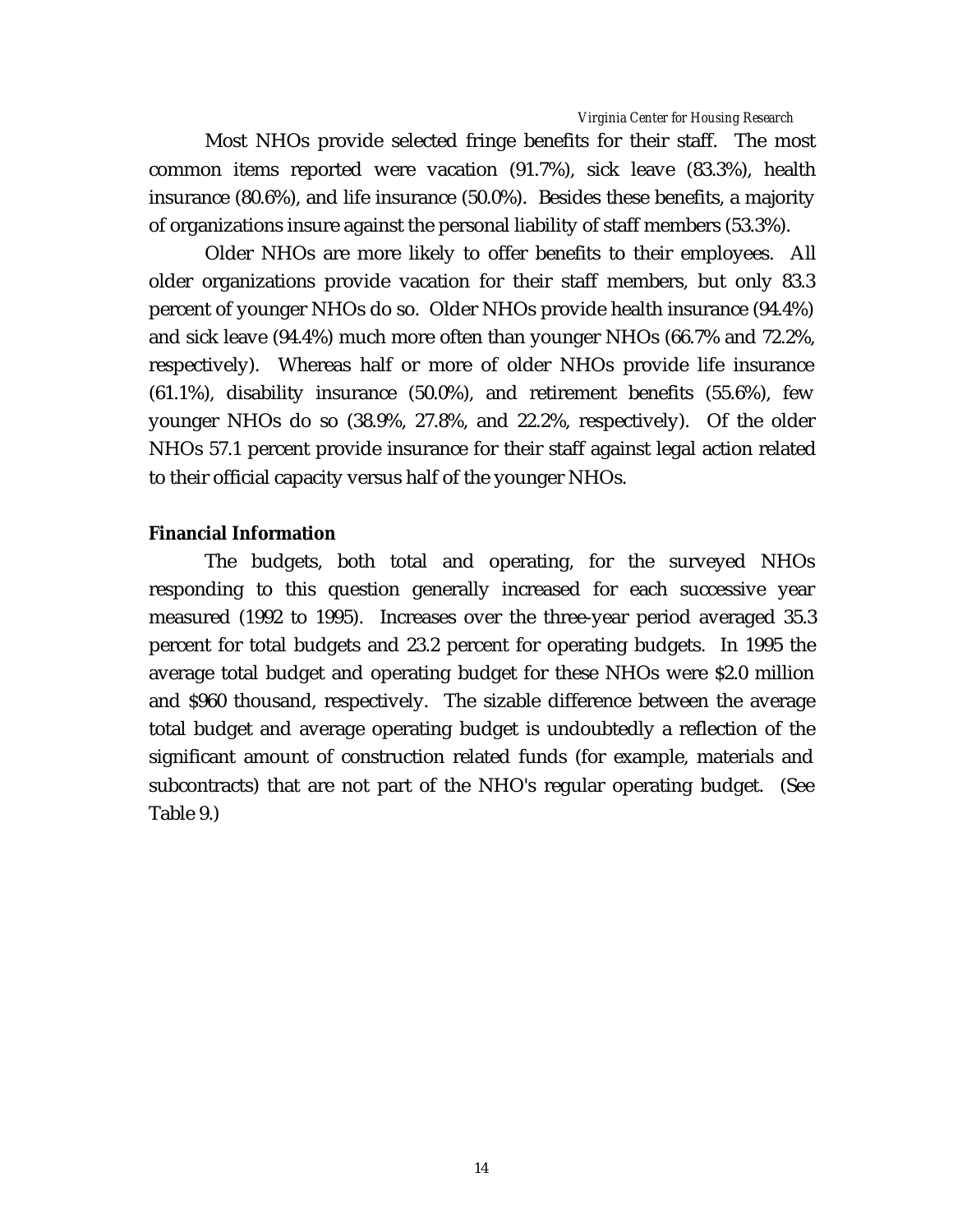Most NHOs provide selected fringe benefits for their staff. The most common items reported were vacation (91.7%), sick leave (83.3%), health insurance (80.6%), and life insurance (50.0%). Besides these benefits, a majority of organizations insure against the personal liability of staff members (53.3%).

Older NHOs are more likely to offer benefits to their employees. All older organizations provide vacation for their staff members, but only 83.3 percent of younger NHOs do so. Older NHOs provide health insurance (94.4%) and sick leave (94.4%) much more often than younger NHOs (66.7% and 72.2%, respectively). Whereas half or more of older NHOs provide life insurance (61.1%), disability insurance (50.0%), and retirement benefits (55.6%), few younger NHOs do so (38.9%, 27.8%, and 22.2%, respectively). Of the older NHOs 57.1 percent provide insurance for their staff against legal action related to their official capacity versus half of the younger NHOs.

**Financial Information**

The budgets, both total and operating, for the surveyed NHOs responding to this question generally increased for each successive year measured (1992 to 1995). Increases over the three-year period averaged 35.3 percent for total budgets and 23.2 percent for operating budgets. In 1995 the average total budget and operating budget for these NHOs were $2.0 million and $960 thousand, respectively. The sizable difference between the average total budget and average operating budget is undoubtedly a reflection of the significant amount of construction related funds (for example, materials and subcontracts) that are not part of the NHO's regular operating budget. (See Table 9.)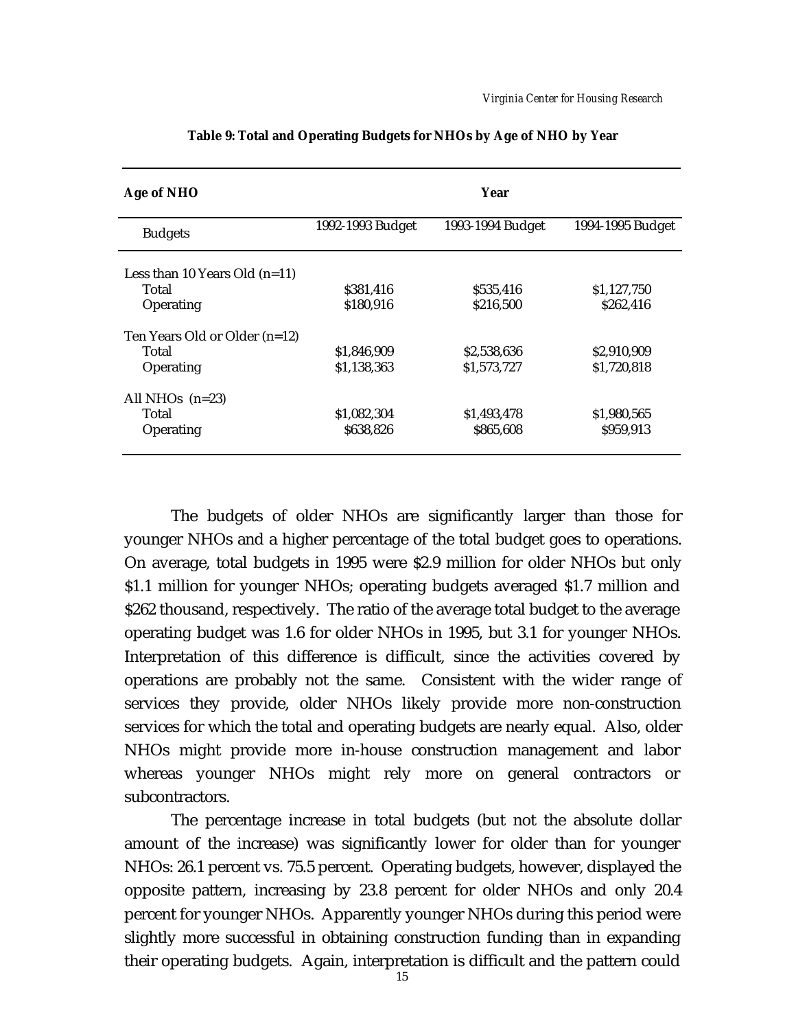**Table 9: Total and Operating Budgets for NHOs by Age of NHO by Year**

| Age of NHO | Year | | |
|---|---|---|---|
| Budgets | 1992-1993 Budget | 1993-1994 Budget | 1994-1995 Budget |
| Less than 10 Years Old (n=11) | | | |
| Total | $381,416 | $535,416 | $1,127,750 |
| Operating | $180,916 | $216,500 | $262,416 |
| Ten Years Old or Older (n=12) | | | |
| Total | $1,846,909 | $2,538,636 | $2,910,909 |
| Operating | $1,138,363 | $1,573,727 | $1,720,818 |
| All NHOs (n=23) | | | |
| Total | $1,082,304 | $1,493,478 | $1,980,565 |
| Operating | $638,826 | $865,608 | $959,913 |

The budgets of older NHOs are significantly larger than those for younger NHOs and a higher percentage of the total budget goes to operations. On average, total budgets in 1995 were $2.9 million for older NHOs but only $1.1 million for younger NHOs; operating budgets averaged $1.7 million and $262 thousand, respectively. The ratio of the average total budget to the average operating budget was 1.6 for older NHOs in 1995, but 3.1 for younger NHOs. Interpretation of this difference is difficult, since the activities covered by operations are probably not the same. Consistent with the wider range of services they provide, older NHOs likely provide more non-construction services for which the total and operating budgets are nearly equal. Also, older NHOs might provide more in-house construction management and labor whereas younger NHOs might rely more on general contractors or subcontractors.

The percentage increase in total budgets (but not the absolute dollar amount of the increase) was significantly lower for older than for younger NHOs: 26.1 percent vs. 75.5 percent. Operating budgets, however, displayed the opposite pattern, increasing by 23.8 percent for older NHOs and only 20.4 percent for younger NHOs. Apparently younger NHOs during this period were slightly more successful in obtaining construction funding than in expanding their operating budgets. Again, interpretation is difficult and the pattern could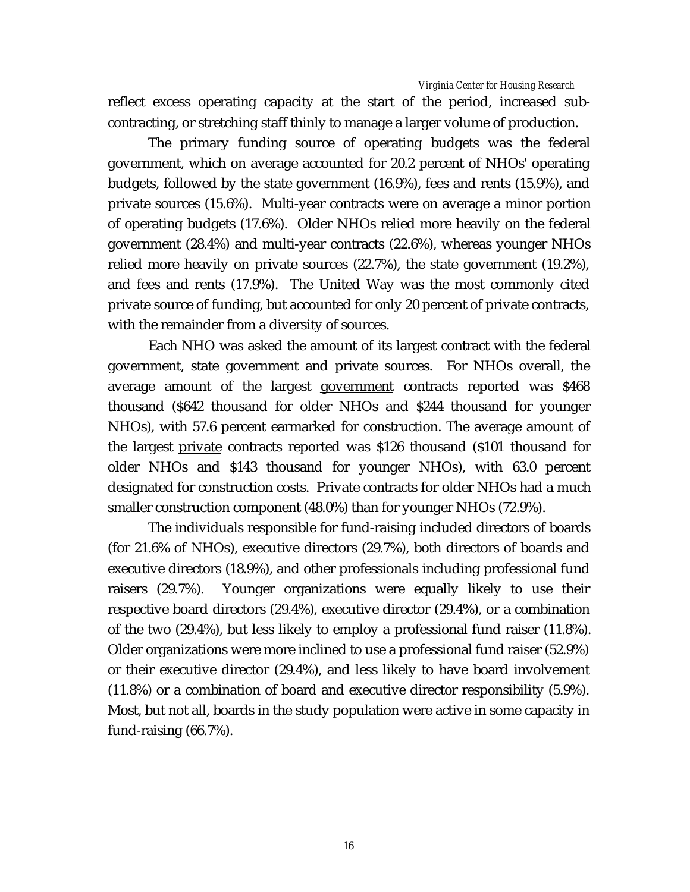reflect excess operating capacity at the start of the period, increased sub-contracting, or stretching staff thinly to manage a larger volume of production.

The primary funding source of operating budgets was the federal government, which on average accounted for 20.2 percent of NHOs' operating budgets, followed by the state government (16.9%), fees and rents (15.9%), and private sources (15.6%). Multi-year contracts were on average a minor portion of operating budgets (17.6%). Older NHOs relied more heavily on the federal government (28.4%) and multi-year contracts (22.6%), whereas younger NHOs relied more heavily on private sources (22.7%), the state government (19.2%), and fees and rents (17.9%). The United Way was the most commonly cited private source of funding, but accounted for only 20 percent of private contracts, with the remainder from a diversity of sources.

Each NHO was asked the amount of its largest contract with the federal government, state government and private sources. For NHOs overall, the average amount of the largest government contracts reported was $468 thousand ($642 thousand for older NHOs and $244 thousand for younger NHOs), with 57.6 percent earmarked for construction. The average amount of the largest private contracts reported was $126 thousand ($101 thousand for older NHOs and $143 thousand for younger NHOs), with 63.0 percent designated for construction costs. Private contracts for older NHOs had a much smaller construction component (48.0%) than for younger NHOs (72.9%).

The individuals responsible for fund-raising included directors of boards (for 21.6% of NHOs), executive directors (29.7%), both directors of boards and executive directors (18.9%), and other professionals including professional fund raisers (29.7%). Younger organizations were equally likely to use their respective board directors (29.4%), executive director (29.4%), or a combination of the two (29.4%), but less likely to employ a professional fund raiser (11.8%). Older organizations were more inclined to use a professional fund raiser (52.9%) or their executive director (29.4%), and less likely to have board involvement (11.8%) or a combination of board and executive director responsibility (5.9%). Most, but not all, boards in the study population were active in some capacity in fund-raising (66.7%).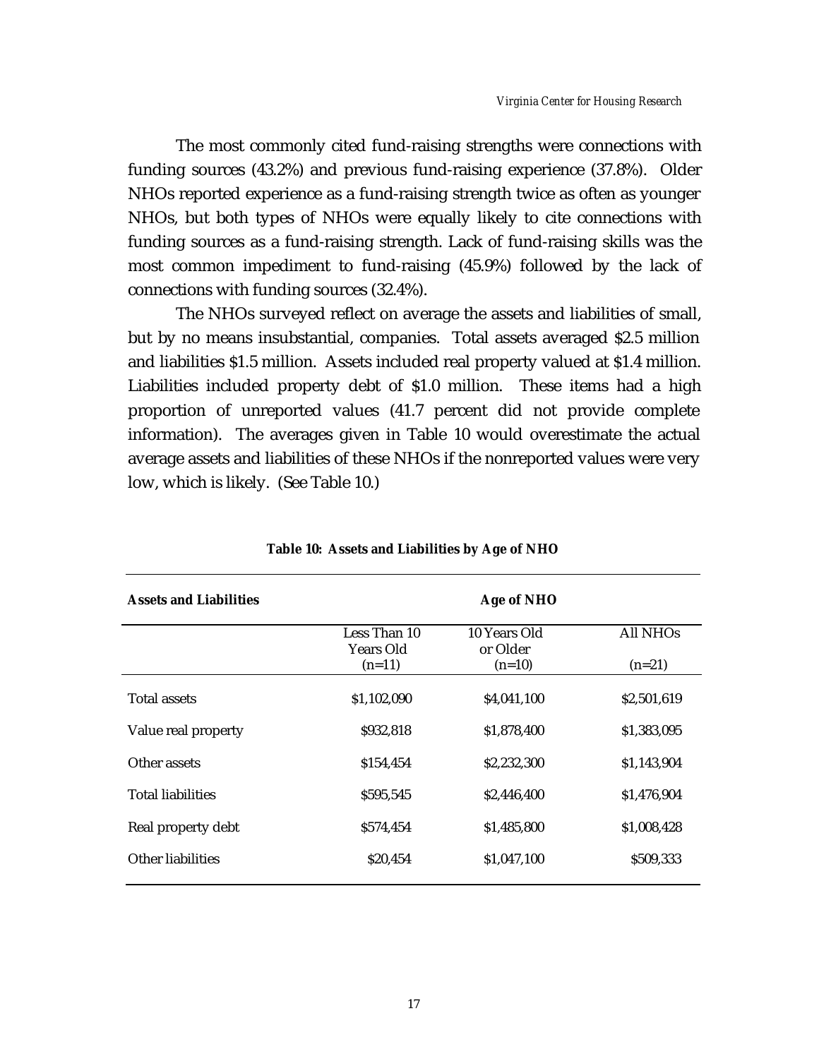The most commonly cited fund-raising strengths were connections with funding sources (43.2%) and previous fund-raising experience (37.8%). Older NHOs reported experience as a fund-raising strength twice as often as younger NHOs, but both types of NHOs were equally likely to cite connections with funding sources as a fund-raising strength. Lack of fund-raising skills was the most common impediment to fund-raising (45.9%) followed by the lack of connections with funding sources (32.4%).

The NHOs surveyed reflect on average the assets and liabilities of small, but by no means insubstantial, companies. Total assets averaged $2.5 million and liabilities $1.5 million. Assets included real property valued at $1.4 million. Liabilities included property debt of $1.0 million. These items had a high proportion of unreported values (41.7 percent did not provide complete information). The averages given in Table 10 would overestimate the actual average assets and liabilities of these NHOs if the nonreported values were very low, which is likely. (See Table 10.)

**Table 10: Assets and Liabilities by Age of NHO**

| Assets and Liabilities | Age of NHO | | |
|---|---|---|---|
| | Less Than 10 Years Old (n=11) | 10 Years Old or Older (n=10) | All NHOs (n=21) |
| Total assets | $1,102,090 | $4,041,100 | $2,501,619 |
| Value real property | $932,818 | $1,878,400 | $1,383,095 |
| Other assets | $154,454 | $2,232,300 | $1,143,904 |
| Total liabilities | $595,545 | $2,446,400 | $1,476,904 |
| Real property debt | $574,454 | $1,485,800 | $1,008,428 |
| Other liabilities | $20,454 | $1,047,100 | $509,333 |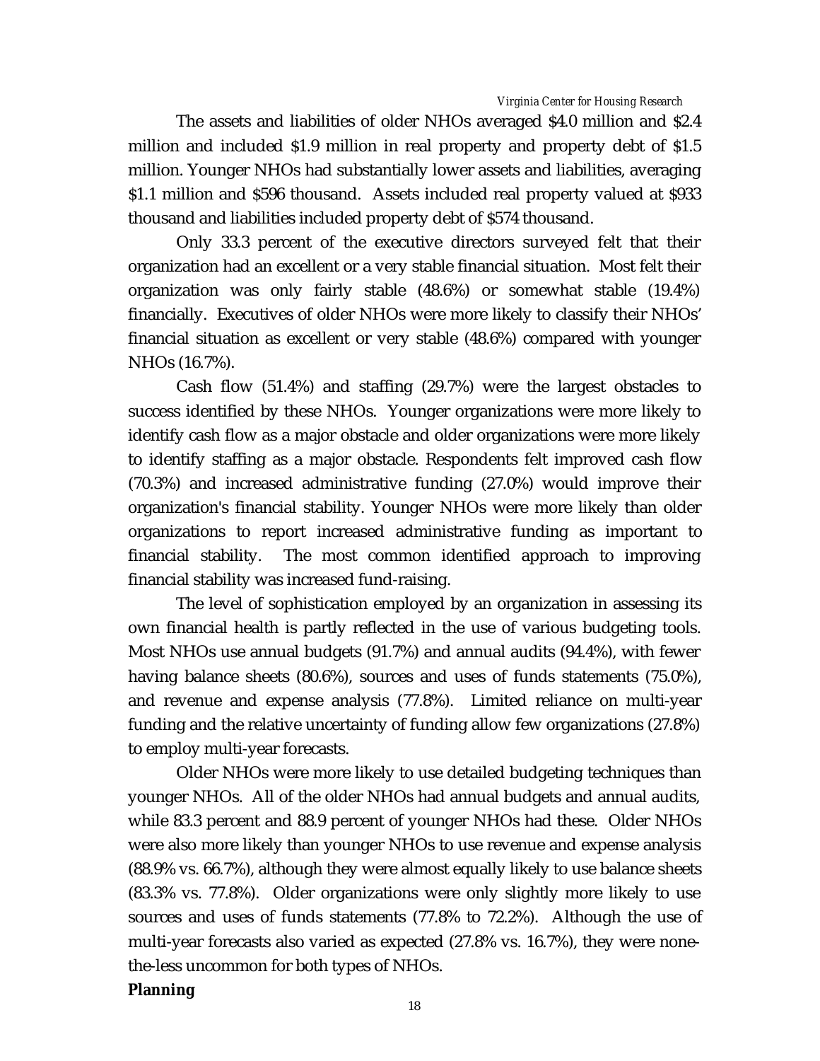The assets and liabilities of older NHOs averaged $4.0 million and $2.4 million and included $1.9 million in real property and property debt of $1.5 million. Younger NHOs had substantially lower assets and liabilities, averaging $1.1 million and $596 thousand. Assets included real property valued at $933 thousand and liabilities included property debt of $574 thousand.

Only 33.3 percent of the executive directors surveyed felt that their organization had an excellent or a very stable financial situation. Most felt their organization was only fairly stable (48.6%) or somewhat stable (19.4%) financially. Executives of older NHOs were more likely to classify their NHOs' financial situation as excellent or very stable (48.6%) compared with younger NHOs (16.7%).

Cash flow (51.4%) and staffing (29.7%) were the largest obstacles to success identified by these NHOs. Younger organizations were more likely to identify cash flow as a major obstacle and older organizations were more likely to identify staffing as a major obstacle. Respondents felt improved cash flow (70.3%) and increased administrative funding (27.0%) would improve their organization's financial stability. Younger NHOs were more likely than older organizations to report increased administrative funding as important to financial stability. The most common identified approach to improving financial stability was increased fund-raising.

The level of sophistication employed by an organization in assessing its own financial health is partly reflected in the use of various budgeting tools. Most NHOs use annual budgets (91.7%) and annual audits (94.4%), with fewer having balance sheets (80.6%), sources and uses of funds statements (75.0%), and revenue and expense analysis (77.8%). Limited reliance on multi-year funding and the relative uncertainty of funding allow few organizations (27.8%) to employ multi-year forecasts.

Older NHOs were more likely to use detailed budgeting techniques than younger NHOs. All of the older NHOs had annual budgets and annual audits, while 83.3 percent and 88.9 percent of younger NHOs had these. Older NHOs were also more likely than younger NHOs to use revenue and expense analysis (88.9% vs. 66.7%), although they were almost equally likely to use balance sheets (83.3% vs. 77.8%). Older organizations were only slightly more likely to use sources and uses of funds statements (77.8% to 72.2%). Although the use of multi-year forecasts also varied as expected (27.8% vs. 16.7%), they were none-the-less uncommon for both types of NHOs.

**Planning**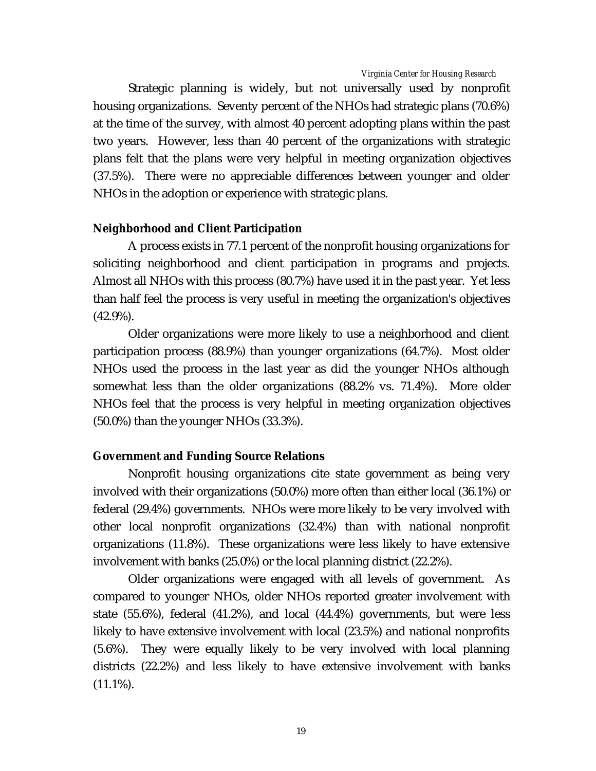Strategic planning is widely, but not universally used by nonprofit housing organizations. Seventy percent of the NHOs had strategic plans (70.6%) at the time of the survey, with almost 40 percent adopting plans within the past two years. However, less than 40 percent of the organizations with strategic plans felt that the plans were very helpful in meeting organization objectives (37.5%). There were no appreciable differences between younger and older NHOs in the adoption or experience with strategic plans.

### Neighborhood and Client Participation

A process exists in 77.1 percent of the nonprofit housing organizations for soliciting neighborhood and client participation in programs and projects. Almost all NHOs with this process (80.7%) have used it in the past year. Yet less than half feel the process is very useful in meeting the organization's objectives (42.9%).

Older organizations were more likely to use a neighborhood and client participation process (88.9%) than younger organizations (64.7%). Most older NHOs used the process in the last year as did the younger NHOs although somewhat less than the older organizations (88.2% vs. 71.4%). More older NHOs feel that the process is very helpful in meeting organization objectives (50.0%) than the younger NHOs (33.3%).

### Government and Funding Source Relations

Nonprofit housing organizations cite state government as being very involved with their organizations (50.0%) more often than either local (36.1%) or federal (29.4%) governments. NHOs were more likely to be very involved with other local nonprofit organizations (32.4%) than with national nonprofit organizations (11.8%). These organizations were less likely to have extensive involvement with banks (25.0%) or the local planning district (22.2%).

Older organizations were engaged with all levels of government. As compared to younger NHOs, older NHOs reported greater involvement with state (55.6%), federal (41.2%), and local (44.4%) governments, but were less likely to have extensive involvement with local (23.5%) and national nonprofits (5.6%). They were equally likely to be very involved with local planning districts (22.2%) and less likely to have extensive involvement with banks (11.1%).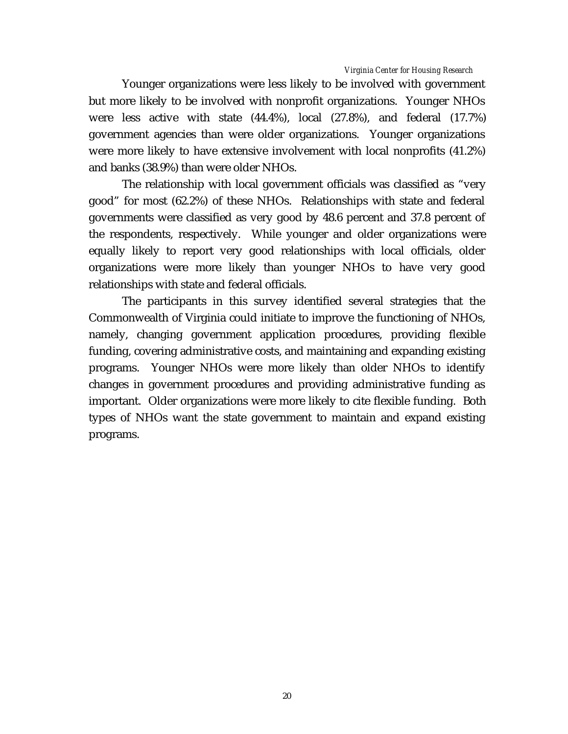Younger organizations were less likely to be involved with government but more likely to be involved with nonprofit organizations. Younger NHOs were less active with state (44.4%), local (27.8%), and federal (17.7%) government agencies than were older organizations. Younger organizations were more likely to have extensive involvement with local nonprofits (41.2%) and banks (38.9%) than were older NHOs.

The relationship with local government officials was classified as "very good" for most (62.2%) of these NHOs. Relationships with state and federal governments were classified as very good by 48.6 percent and 37.8 percent of the respondents, respectively. While younger and older organizations were equally likely to report very good relationships with local officials, older organizations were more likely than younger NHOs to have very good relationships with state and federal officials.

The participants in this survey identified several strategies that the Commonwealth of Virginia could initiate to improve the functioning of NHOs, namely, changing government application procedures, providing flexible funding, covering administrative costs, and maintaining and expanding existing programs. Younger NHOs were more likely than older NHOs to identify changes in government procedures and providing administrative funding as important. Older organizations were more likely to cite flexible funding. Both types of NHOs want the state government to maintain and expand existing programs.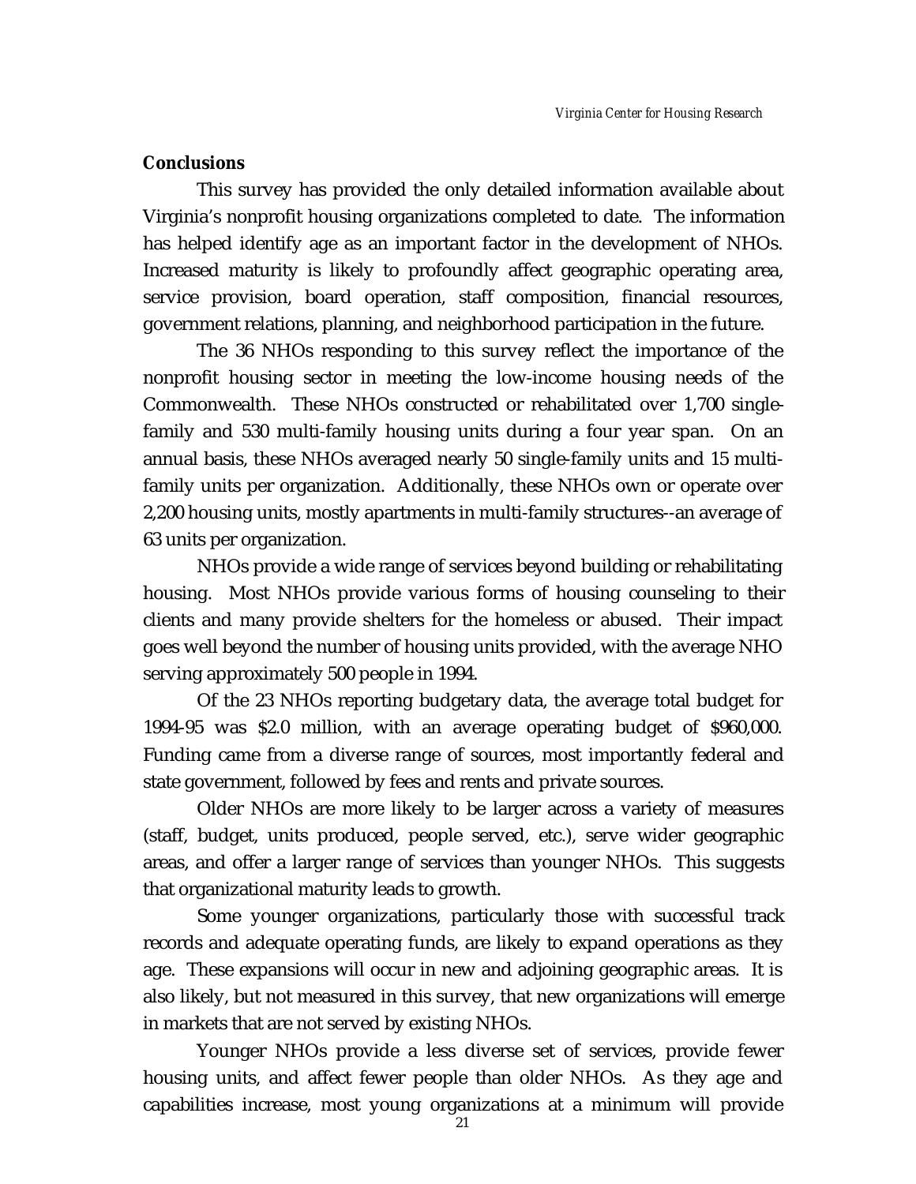**Conclusions**

This survey has provided the only detailed information available about Virginia's nonprofit housing organizations completed to date. The information has helped identify age as an important factor in the development of NHOs. Increased maturity is likely to profoundly affect geographic operating area, service provision, board operation, staff composition, financial resources, government relations, planning, and neighborhood participation in the future.

The 36 NHOs responding to this survey reflect the importance of the nonprofit housing sector in meeting the low-income housing needs of the Commonwealth. These NHOs constructed or rehabilitated over 1,700 single-family and 530 multi-family housing units during a four year span. On an annual basis, these NHOs averaged nearly 50 single-family units and 15 multi-family units per organization. Additionally, these NHOs own or operate over 2,200 housing units, mostly apartments in multi-family structures--an average of 63 units per organization.

NHOs provide a wide range of services beyond building or rehabilitating housing. Most NHOs provide various forms of housing counseling to their clients and many provide shelters for the homeless or abused. Their impact goes well beyond the number of housing units provided, with the average NHO serving approximately 500 people in 1994.

Of the 23 NHOs reporting budgetary data, the average total budget for 1994-95 was $2.0 million, with an average operating budget of $960,000. Funding came from a diverse range of sources, most importantly federal and state government, followed by fees and rents and private sources.

Older NHOs are more likely to be larger across a variety of measures (staff, budget, units produced, people served, etc.), serve wider geographic areas, and offer a larger range of services than younger NHOs. This suggests that organizational maturity leads to growth.

Some younger organizations, particularly those with successful track records and adequate operating funds, are likely to expand operations as they age. These expansions will occur in new and adjoining geographic areas. It is also likely, but not measured in this survey, that new organizations will emerge in markets that are not served by existing NHOs.

Younger NHOs provide a less diverse set of services, provide fewer housing units, and affect fewer people than older NHOs. As they age and capabilities increase, most young organizations at a minimum will provide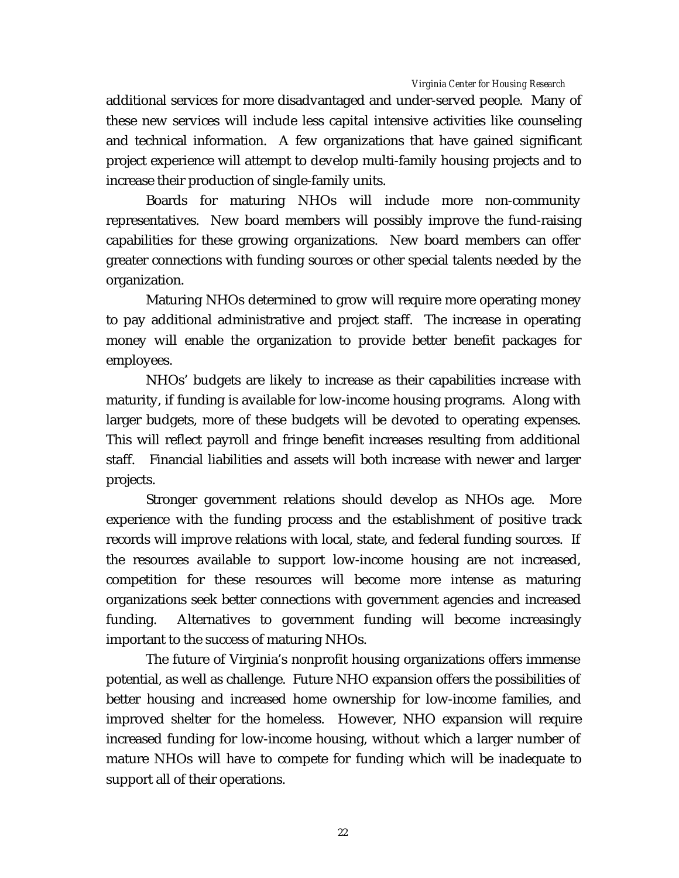additional services for more disadvantaged and under-served people. Many of these new services will include less capital intensive activities like counseling and technical information. A few organizations that have gained significant project experience will attempt to develop multi-family housing projects and to increase their production of single-family units.

Boards for maturing NHOs will include more non-community representatives. New board members will possibly improve the fund-raising capabilities for these growing organizations. New board members can offer greater connections with funding sources or other special talents needed by the organization.

Maturing NHOs determined to grow will require more operating money to pay additional administrative and project staff. The increase in operating money will enable the organization to provide better benefit packages for employees.

NHOs' budgets are likely to increase as their capabilities increase with maturity, if funding is available for low-income housing programs. Along with larger budgets, more of these budgets will be devoted to operating expenses. This will reflect payroll and fringe benefit increases resulting from additional staff. Financial liabilities and assets will both increase with newer and larger projects.

Stronger government relations should develop as NHOs age. More experience with the funding process and the establishment of positive track records will improve relations with local, state, and federal funding sources. If the resources available to support low-income housing are not increased, competition for these resources will become more intense as maturing organizations seek better connections with government agencies and increased funding. Alternatives to government funding will become increasingly important to the success of maturing NHOs.

The future of Virginia's nonprofit housing organizations offers immense potential, as well as challenge. Future NHO expansion offers the possibilities of better housing and increased home ownership for low-income families, and improved shelter for the homeless. However, NHO expansion will require increased funding for low-income housing, without which a larger number of mature NHOs will have to compete for funding which will be inadequate to support all of their operations.